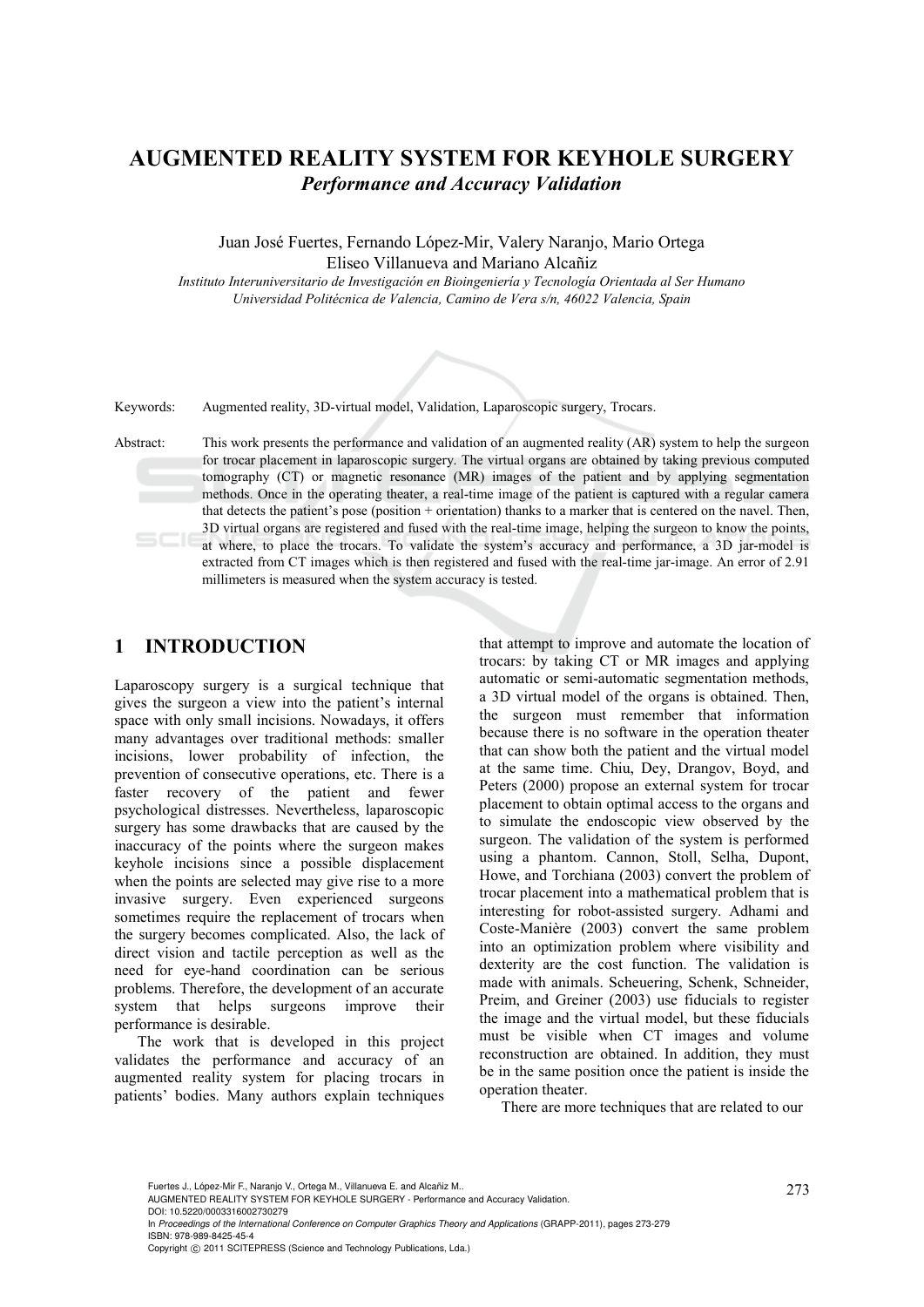# AUGMENTED REALITY SYSTEM FOR KEYHOLE SURGERY

## *Performance and Accuracy Validation*

Juan José Fuertes, Fernando López-Mir, Valery Naranjo, Mario Ortega
Eliseo Villanueva and Mariano Alcañiz

*Instituto Interuniversitario de Investigación en Bioingeniería y Tecnología Orientada al Ser Humano*
*Universidad Politécnica de Valencia, Camino de Vera s/n, 46022 Valencia, Spain*

Keywords: Augmented reality, 3D-virtual model, Validation, Laparoscopic surgery, Trocars.

Abstract: This work presents the performance and validation of an augmented reality (AR) system to help the surgeon for trocar placement in laparoscopic surgery. The virtual organs are obtained by taking previous computed tomography (CT) or magnetic resonance (MR) images of the patient and by applying segmentation methods. Once in the operating theater, a real-time image of the patient is captured with a regular camera that detects the patient's pose (position + orientation) thanks to a marker that is centered on the navel. Then, 3D virtual organs are registered and fused with the real-time image, helping the surgeon to know the points, at where, to place the trocars. To validate the system's accuracy and performance, a 3D jar-model is extracted from CT images which is then registered and fused with the real-time jar-image. An error of 2.91 millimeters is measured when the system accuracy is tested.

## 1 INTRODUCTION

Laparoscopy surgery is a surgical technique that gives the surgeon a view into the patient's internal space with only small incisions. Nowadays, it offers many advantages over traditional methods: smaller incisions, lower probability of infection, the prevention of consecutive operations, etc. There is a faster recovery of the patient and fewer psychological distresses. Nevertheless, laparoscopic surgery has some drawbacks that are caused by the inaccuracy of the points where the surgeon makes keyhole incisions since a possible displacement when the points are selected may give rise to a more invasive surgery. Even experienced surgeons sometimes require the replacement of trocars when the surgery becomes complicated. Also, the lack of direct vision and tactile perception as well as the need for eye-hand coordination can be serious problems. Therefore, the development of an accurate system that helps surgeons improve their performance is desirable.

The work that is developed in this project validates the performance and accuracy of an augmented reality system for placing trocars in patients' bodies. Many authors explain techniques that attempt to improve and automate the location of trocars: by taking CT or MR images and applying automatic or semi-automatic segmentation methods, a 3D virtual model of the organs is obtained. Then, the surgeon must remember that information because there is no software in the operation theater that can show both the patient and the virtual model at the same time. Chiu, Dey, Drangov, Boyd, and Peters (2000) propose an external system for trocar placement to obtain optimal access to the organs and to simulate the endoscopic view observed by the surgeon. The validation of the system is performed using a phantom. Cannon, Stoll, Selha, Dupont, Howe, and Torchiana (2003) convert the problem of trocar placement into a mathematical problem that is interesting for robot-assisted surgery. Adhami and Coste-Manière (2003) convert the same problem into an optimization problem where visibility and dexterity are the cost function. The validation is made with animals. Scheuering, Schenk, Schneider, Preim, and Greiner (2003) use fiducials to register the image and the virtual model, but these fiducials must be visible when CT images and volume reconstruction are obtained. In addition, they must be in the same position once the patient is inside the operation theater.

There are more techniques that are related to our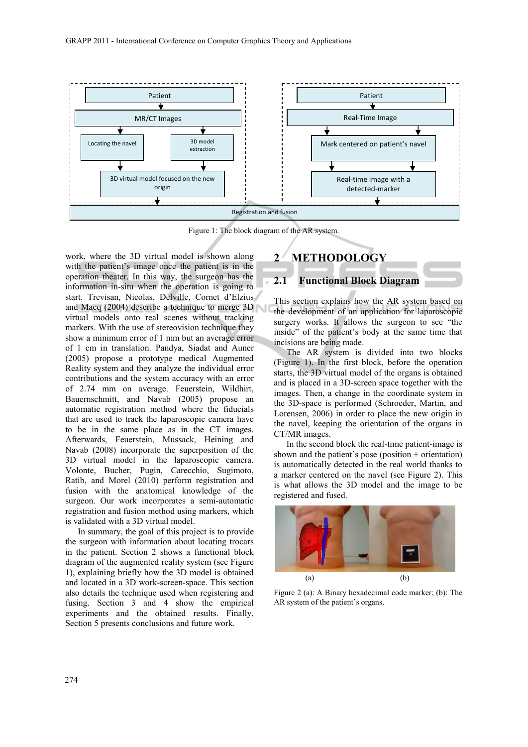Figure 1: The block diagram of the AR system.

work, where the 3D virtual model is shown along with the patient's image once the patient is in the operation theater. In this way, the surgeon has the information in-situ when the operation is going to start. Trevisan, Nicolas, Delville, Cornet d'Elzius and Macq (2004) describe a technique to merge 3D virtual models onto real scenes without tracking markers. With the use of stereovision technique they show a minimum error of 1 mm but an average error of 1 cm in translation. Pandya, Siadat and Auner (2005) propose a prototype medical Augmented Reality system and they analyze the individual error contributions and the system accuracy with an error of 2.74 mm on average. Feuerstein, Wildhirt, Bauernschmitt, and Navab (2005) propose an automatic registration method where the fiducials that are used to track the laparoscopic camera have to be in the same place as in the CT images. Afterwards, Feuerstein, Mussack, Heining and Navab (2008) incorporate the superposition of the 3D virtual model in the laparoscopic camera. Volonte, Bucher, Pugin, Carecchio, Sugimoto, Ratib, and Morel (2010) perform registration and fusion with the anatomical knowledge of the surgeon. Our work incorporates a semi-automatic registration and fusion method using markers, which is validated with a 3D virtual model.

In summary, the goal of this project is to provide the surgeon with information about locating trocars in the patient. Section 2 shows a functional block diagram of the augmented reality system (see Figure 1), explaining briefly how the 3D model is obtained and located in a 3D work-screen-space. This section also details the technique used when registering and fusing. Section 3 and 4 show the empirical experiments and the obtained results. Finally, Section 5 presents conclusions and future work.

# 2 METHODOLOGY

## 2.1 Functional Block Diagram

This section explains how the AR system based on the development of an application for laparoscopic surgery works. It allows the surgeon to see "the inside" of the patient's body at the same time that incisions are being made.

The AR system is divided into two blocks (Figure 1). In the first block, before the operation starts, the 3D virtual model of the organs is obtained and is placed in a 3D-screen space together with the images. Then, a change in the coordinate system in the 3D-space is performed (Schroeder, Martin, and Lorensen, 2006) in order to place the new origin in the navel, keeping the orientation of the organs in CT/MR images.

In the second block the real-time patient-image is shown and the patient's pose (position + orientation) is automatically detected in the real world thanks to a marker centered on the navel (see Figure 2). This is what allows the 3D model and the image to be registered and fused.

Figure 2 (a): A Binary hexadecimal code marker; (b): The AR system of the patient's organs.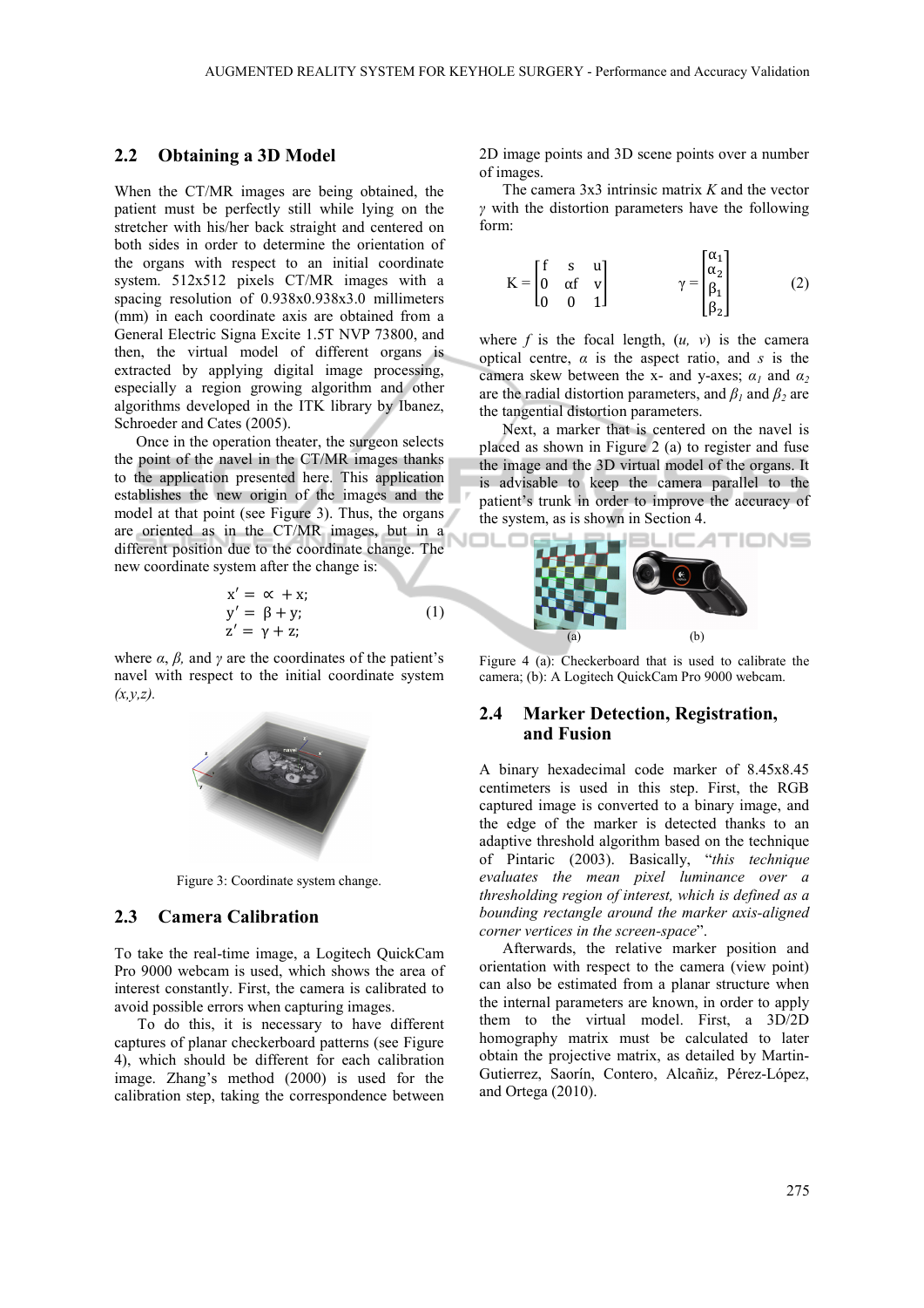## 2.2 Obtaining a 3D Model

When the CT/MR images are being obtained, the patient must be perfectly still while lying on the stretcher with his/her back straight and centered on both sides in order to determine the orientation of the organs with respect to an initial coordinate system. 512x512 pixels CT/MR images with a spacing resolution of 0.938x0.938x3.0 millimeters (mm) in each coordinate axis are obtained from a General Electric Signa Excite 1.5T NVP 73800, and then, the virtual model of different organs is extracted by applying digital image processing, especially a region growing algorithm and other algorithms developed in the ITK library by Ibanez, Schroeder and Cates (2005).

Once in the operation theater, the surgeon selects the point of the navel in the CT/MR images thanks to the application presented here. This application establishes the new origin of the images and the model at that point (see Figure 3). Thus, the organs are oriented as in the CT/MR images, but in a different position due to the coordinate change. The new coordinate system after the change is:

$$
\begin{aligned}
x' &= \alpha + x; \\
y' &= \beta + y; \\
z' &= \gamma + z;
\end{aligned}
\tag{1}
$$

where $\alpha$, $\beta$, and $\gamma$ are the coordinates of the patient's navel with respect to the initial coordinate system $(x,y,z)$.

Figure 3: Coordinate system change.

## 2.3 Camera Calibration

To take the real-time image, a Logitech QuickCam Pro 9000 webcam is used, which shows the area of interest constantly. First, the camera is calibrated to avoid possible errors when capturing images.

To do this, it is necessary to have different captures of planar checkerboard patterns (see Figure 4), which should be different for each calibration image. Zhang's method (2000) is used for the calibration step, taking the correspondence between 2D image points and 3D scene points over a number of images.

The camera 3x3 intrinsic matrix $K$ and the vector $\gamma$ with the distortion parameters have the following form:

$$
K = \begin{bmatrix} f & s & u \\ 0 & \alpha f & v \\ 0 & 0 & 1 \end{bmatrix} \qquad \gamma = \begin{bmatrix} \alpha_1 \\ \alpha_2 \\ \beta_1 \\ \beta_2 \end{bmatrix} \tag{2}
$$

where $f$ is the focal length, $(u, v)$ is the camera optical centre, $\alpha$ is the aspect ratio, and $s$ is the camera skew between the x- and y-axes; $\alpha_1$ and $\alpha_2$ are the radial distortion parameters, and $\beta_1$ and $\beta_2$ are the tangential distortion parameters.

Next, a marker that is centered on the navel is placed as shown in Figure 2 (a) to register and fuse the image and the 3D virtual model of the organs. It is advisable to keep the camera parallel to the patient's trunk in order to improve the accuracy of the system, as is shown in Section 4.

Figure 4 (a): Checkerboard that is used to calibrate the camera; (b): A Logitech QuickCam Pro 9000 webcam.

## 2.4 Marker Detection, Registration, and Fusion

A binary hexadecimal code marker of 8.45x8.45 centimeters is used in this step. First, the RGB captured image is converted to a binary image, and the edge of the marker is detected thanks to an adaptive threshold algorithm based on the technique of Pintaric (2003). Basically, "*this technique evaluates the mean pixel luminance over a thresholding region of interest, which is defined as a bounding rectangle around the marker axis-aligned corner vertices in the screen-space*".

Afterwards, the relative marker position and orientation with respect to the camera (view point) can also be estimated from a planar structure when the internal parameters are known, in order to apply them to the virtual model. First, a 3D/2D homography matrix must be calculated to later obtain the projective matrix, as detailed by Martin-Gutierrez, Saorín, Contero, Alcañiz, Pérez-López, and Ortega (2010).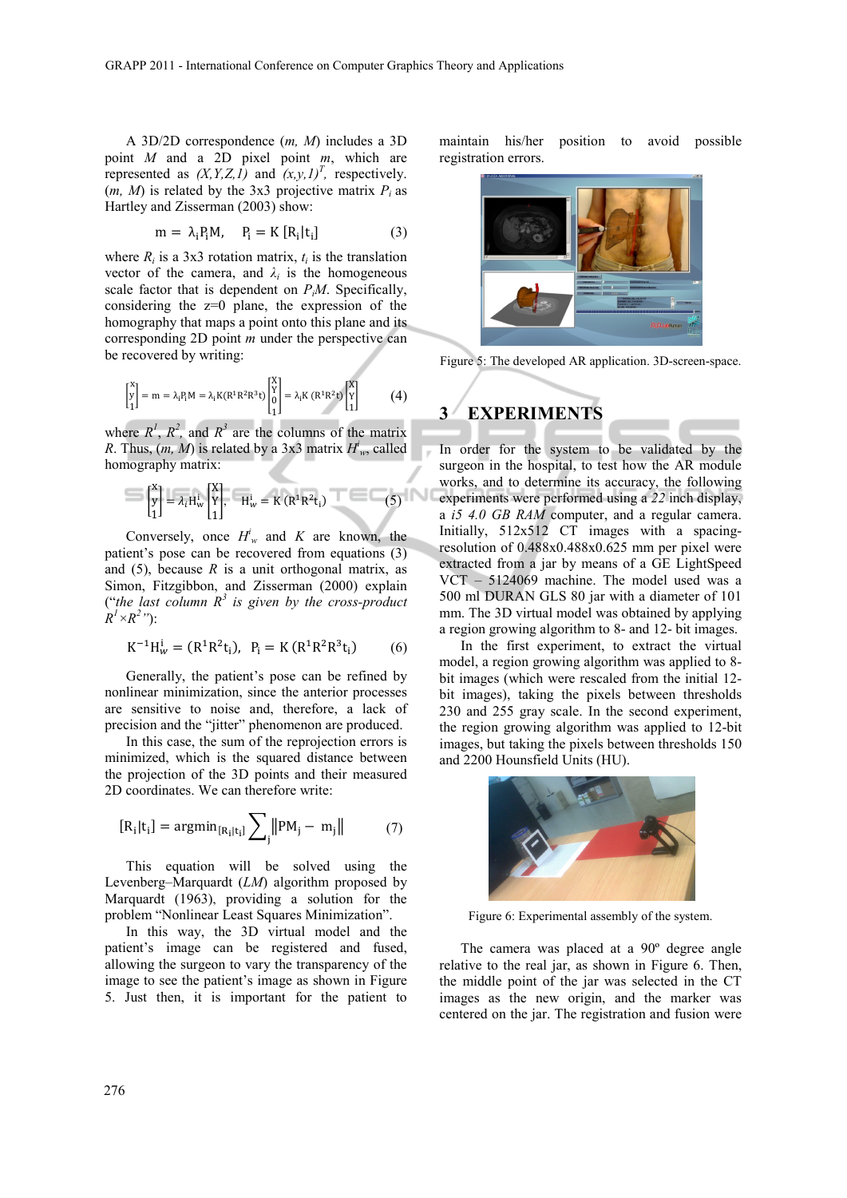A 3D/2D correspondence $(m, M)$ includes a 3D point $M$ and a 2D pixel point $m$, which are represented as $(X,Y,Z,1)$ and $(x,y,1)^T$, respectively. $(m, M)$ is related by the 3x3 projective matrix $P_i$ as Hartley and Zisserman (2003) show:

$$\mathrm{m} = \lambda_i \mathrm{P_i M}, \quad \mathrm{P_i} = \mathrm{K}\,[\mathrm{R_i}|\mathrm{t_i}] \tag{3}$$

where $R_i$ is a 3x3 rotation matrix, $t_i$ is the translation vector of the camera, and $\lambda_i$ is the homogeneous scale factor that is dependent on $P_iM$. Specifically, considering the z=0 plane, the expression of the homography that maps a point onto this plane and its corresponding 2D point $m$ under the perspective can be recovered by writing:

$$\begin{bmatrix} x \\ y \\ 1 \end{bmatrix} = \mathrm{m} = \lambda_i \mathrm{P_i M} = \lambda_i \mathrm{K}(\mathrm{R^1R^2R^3t}) \begin{bmatrix} X \\ Y \\ 0 \\ 1 \end{bmatrix} = \lambda_i \mathrm{K}\,(\mathrm{R^1R^2t}) \begin{bmatrix} X \\ Y \\ 1 \end{bmatrix} \tag{4}$$

where $R^1$, $R^2$, and $R^3$ are the columns of the matrix $R$. Thus, $(m, M)$ is related by a 3x3 matrix $H^i_w$, called homography matrix:

$$\begin{bmatrix} x \\ y \\ 1 \end{bmatrix} = \lambda_i \mathrm{H^i_w} \begin{bmatrix} X \\ Y \\ 1 \end{bmatrix}, \quad \mathrm{H^i_w} = \mathrm{K}\,(\mathrm{R^1R^2t_i}) \tag{5}$$

Conversely, once $H^i_w$ and $K$ are known, the patient's pose can be recovered from equations (3) and (5), because $R$ is a unit orthogonal matrix, as Simon, Fitzgibbon, and Zisserman (2000) explain ("*the last column $R^3$ is given by the cross-product $R^1 \times R^2$*"):

$$\mathrm{K^{-1}H^i_w} = (\mathrm{R^1R^2t_i}), \quad \mathrm{P_i} = \mathrm{K}\,(\mathrm{R^1R^2R^3t_i}) \tag{6}$$

Generally, the patient's pose can be refined by nonlinear minimization, since the anterior processes are sensitive to noise and, therefore, a lack of precision and the "jitter" phenomenon are produced.

In this case, the sum of the reprojection errors is minimized, which is the squared distance between the projection of the 3D points and their measured 2D coordinates. We can therefore write:

$$[\mathrm{R_i}|\mathrm{t_i}] = \mathrm{argmin}_{[\mathrm{R_i}|\mathrm{t_i}]} \sum_j \|\mathrm{PM_j} - \mathrm{m_j}\| \tag{7}$$

This equation will be solved using the Levenberg–Marquardt (*LM*) algorithm proposed by Marquardt (1963), providing a solution for the problem "Nonlinear Least Squares Minimization".

In this way, the 3D virtual model and the patient's image can be registered and fused, allowing the surgeon to vary the transparency of the image to see the patient's image as shown in Figure 5. Just then, it is important for the patient to maintain his/her position to avoid possible registration errors.

Figure 5: The developed AR application. 3D-screen-space.

## 3 EXPERIMENTS

In order for the system to be validated by the surgeon in the hospital, to test how the AR module works, and to determine its accuracy, the following experiments were performed using a *22* inch display, a *i5 4.0 GB RAM* computer, and a regular camera. Initially, 512x512 CT images with a spacing-resolution of 0.488x0.488x0.625 mm per pixel were extracted from a jar by means of a GE LightSpeed VCT – 5124069 machine. The model used was a 500 ml DURAN GLS 80 jar with a diameter of 101 mm. The 3D virtual model was obtained by applying a region growing algorithm to 8- and 12- bit images.

In the first experiment, to extract the virtual model, a region growing algorithm was applied to 8-bit images (which were rescaled from the initial 12-bit images), taking the pixels between thresholds 230 and 255 gray scale. In the second experiment, the region growing algorithm was applied to 12-bit images, but taking the pixels between thresholds 150 and 2200 Hounsfield Units (HU).

Figure 6: Experimental assembly of the system.

The camera was placed at a 90º degree angle relative to the real jar, as shown in Figure 6. Then, the middle point of the jar was selected in the CT images as the new origin, and the marker was centered on the jar. The registration and fusion were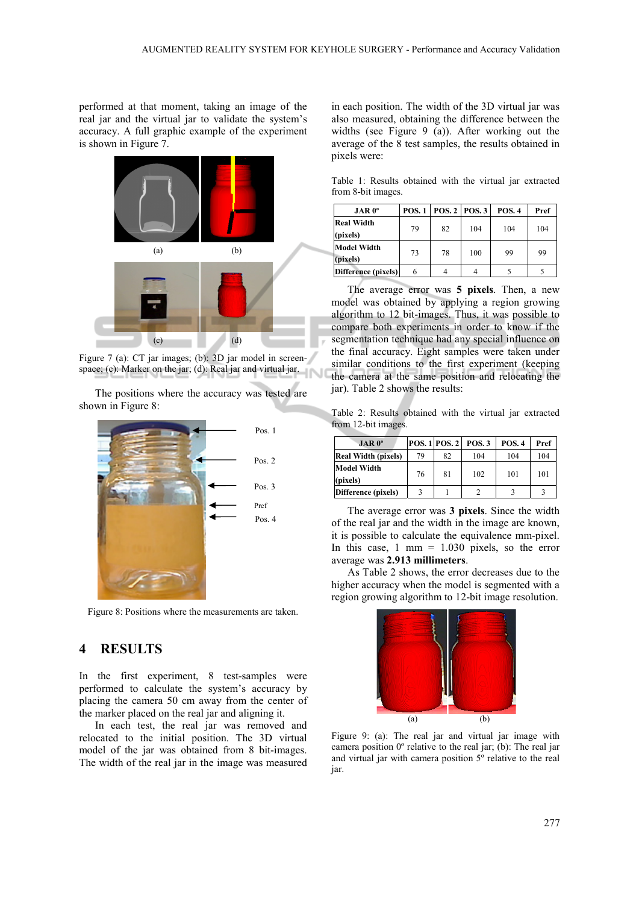performed at that moment, taking an image of the real jar and the virtual jar to validate the system's accuracy. A full graphic example of the experiment is shown in Figure 7.

(a) (b)

(c) (d)

Figure 7 (a): CT jar images; (b): 3D jar model in screen-space; (c): Marker on the jar; (d): Real jar and virtual jar.

The positions where the accuracy was tested are shown in Figure 8:

Pos. 1

Pos. 2

Pos. 3

Pref

Pos. 4

Figure 8: Positions where the measurements are taken.

## 4 RESULTS

In the first experiment, 8 test-samples were performed to calculate the system's accuracy by placing the camera 50 cm away from the center of the marker placed on the real jar and aligning it.

In each test, the real jar was removed and relocated to the initial position. The 3D virtual model of the jar was obtained from 8 bit-images. The width of the real jar in the image was measured in each position. The width of the 3D virtual jar was also measured, obtaining the difference between the widths (see Figure 9 (a)). After working out the average of the 8 test samples, the results obtained in pixels were:

Table 1: Results obtained with the virtual jar extracted from 8-bit images.

| JAR 0º | POS. 1 | POS. 2 | POS. 3 | POS. 4 | Pref |
|---|---|---|---|---|---|
| Real Width (pixels) | 79 | 82 | 104 | 104 | 104 |
| Model Width (pixels) | 73 | 78 | 100 | 99 | 99 |
| Difference (pixels) | 6 | 4 | 4 | 5 | 5 |

The average error was **5 pixels**. Then, a new model was obtained by applying a region growing algorithm to 12 bit-images. Thus, it was possible to compare both experiments in order to know if the segmentation technique had any special influence on the final accuracy. Eight samples were taken under similar conditions to the first experiment (keeping the camera at the same position and relocating the jar). Table 2 shows the results:

Table 2: Results obtained with the virtual jar extracted from 12-bit images.

| JAR 0º | POS. 1 | POS. 2 | POS. 3 | POS. 4 | Pref |
|---|---|---|---|---|---|
| Real Width (pixels) | 79 | 82 | 104 | 104 | 104 |
| Model Width (pixels) | 76 | 81 | 102 | 101 | 101 |
| Difference (pixels) | 3 | 1 | 2 | 3 | 3 |

The average error was **3 pixels**. Since the width of the real jar and the width in the image are known, it is possible to calculate the equivalence mm-pixel. In this case, 1 mm = 1.030 pixels, so the error average was **2.913 millimeters**.

As Table 2 shows, the error decreases due to the higher accuracy when the model is segmented with a region growing algorithm to 12-bit image resolution.

(a) (b)

Figure 9: (a): The real jar and virtual jar image with camera position 0º relative to the real jar; (b): The real jar and virtual jar with camera position 5º relative to the real jar.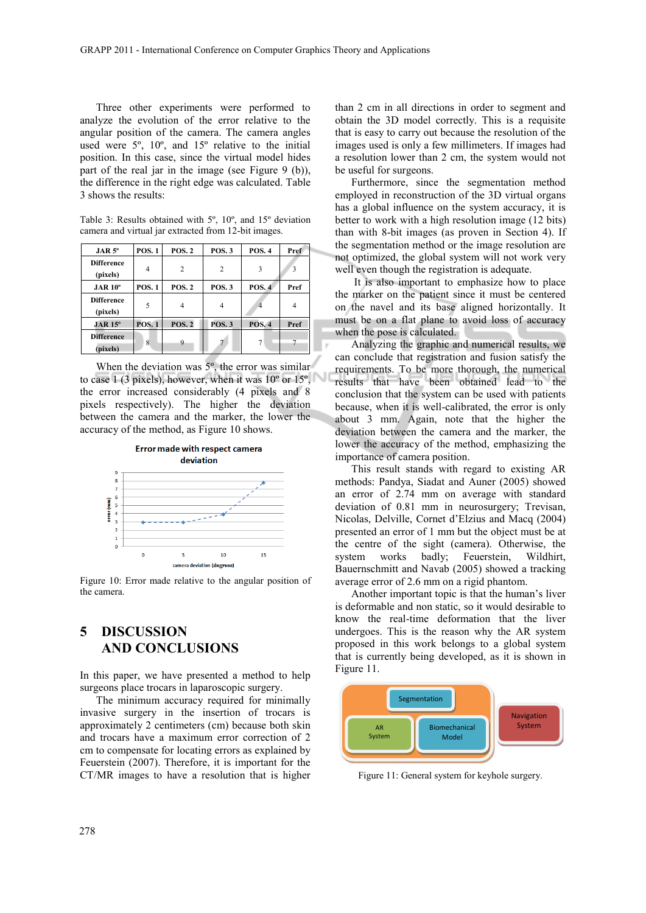Three other experiments were performed to analyze the evolution of the error relative to the angular position of the camera. The camera angles used were 5º, 10º, and 15º relative to the initial position. In this case, since the virtual model hides part of the real jar in the image (see Figure 9 (b)), the difference in the right edge was calculated. Table 3 shows the results:

Table 3: Results obtained with 5º, 10º, and 15º deviation camera and virtual jar extracted from 12-bit images.

| JAR 5º | POS. 1 | POS. 2 | POS. 3 | POS. 4 | Pref |
|---|---|---|---|---|---|
| Difference (pixels) | 4 | 2 | 2 | 3 | 3 |
| **JAR 10º** | **POS. 1** | **POS. 2** | **POS. 3** | **POS. 4** | **Pref** |
| Difference (pixels) | 5 | 4 | 4 | 4 | 4 |
| **JAR 15º** | **POS. 1** | **POS. 2** | **POS. 3** | **POS. 4** | **Pref** |
| Difference (pixels) | 8 | 9 | 7 | 7 | 7 |

When the deviation was 5º, the error was similar to case 1 (3 pixels), however, when it was 10º or 15º, the error increased considerably (4 pixels and 8 pixels respectively). The higher the deviation between the camera and the marker, the lower the accuracy of the method, as Figure 10 shows.

Figure 10: Error made relative to the angular position of the camera.

## 5 DISCUSSION AND CONCLUSIONS

In this paper, we have presented a method to help surgeons place trocars in laparoscopic surgery.

The minimum accuracy required for minimally invasive surgery in the insertion of trocars is approximately 2 centimeters (cm) because both skin and trocars have a maximum error correction of 2 cm to compensate for locating errors as explained by Feuerstein (2007). Therefore, it is important for the CT/MR images to have a resolution that is higher than 2 cm in all directions in order to segment and obtain the 3D model correctly. This is a requisite that is easy to carry out because the resolution of the images used is only a few millimeters. If images had a resolution lower than 2 cm, the system would not be useful for surgeons.

Furthermore, since the segmentation method employed in reconstruction of the 3D virtual organs has a global influence on the system accuracy, it is better to work with a high resolution image (12 bits) than with 8-bit images (as proven in Section 4). If the segmentation method or the image resolution are not optimized, the global system will not work very well even though the registration is adequate.

It is also important to emphasize how to place the marker on the patient since it must be centered on the navel and its base aligned horizontally. It must be on a flat plane to avoid loss of accuracy when the pose is calculated.

Analyzing the graphic and numerical results, we can conclude that registration and fusion satisfy the requirements. To be more thorough, the numerical results that have been obtained lead to the conclusion that the system can be used with patients because, when it is well-calibrated, the error is only about 3 mm. Again, note that the higher the deviation between the camera and the marker, the lower the accuracy of the method, emphasizing the importance of camera position.

This result stands with regard to existing AR methods: Pandya, Siadat and Auner (2005) showed an error of 2.74 mm on average with standard deviation of 0.81 mm in neurosurgery; Trevisan, Nicolas, Delville, Cornet d'Elzius and Macq (2004) presented an error of 1 mm but the object must be at the centre of the sight (camera). Otherwise, the system works badly; Feuerstein, Wildhirt, Bauernschmitt and Navab (2005) showed a tracking average error of 2.6 mm on a rigid phantom.

Another important topic is that the human's liver is deformable and non static, so it would desirable to know the real-time deformation that the liver undergoes. This is the reason why the AR system proposed in this work belongs to a global system that is currently being developed, as it is shown in Figure 11.

Figure 11: General system for keyhole surgery.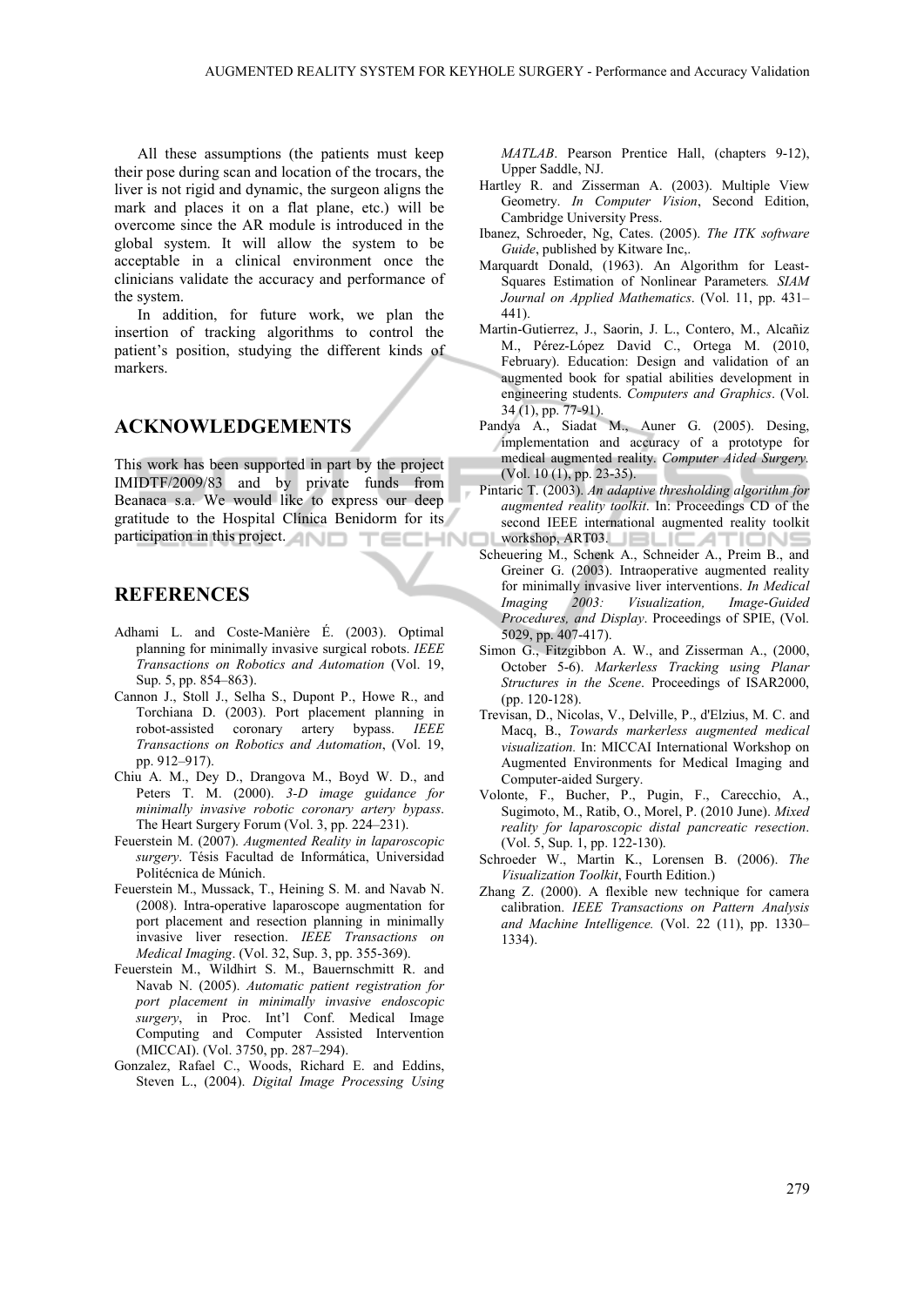All these assumptions (the patients must keep their pose during scan and location of the trocars, the liver is not rigid and dynamic, the surgeon aligns the mark and places it on a flat plane, etc.) will be overcome since the AR module is introduced in the global system. It will allow the system to be acceptable in a clinical environment once the clinicians validate the accuracy and performance of the system.

In addition, for future work, we plan the insertion of tracking algorithms to control the patient's position, studying the different kinds of markers.

## ACKNOWLEDGEMENTS

This work has been supported in part by the project IMIDTF/2009/83 and by private funds from Beanaca s.a. We would like to express our deep gratitude to the Hospital Clínica Benidorm for its participation in this project.

## REFERENCES

Adhami L. and Coste-Manière É. (2003). Optimal planning for minimally invasive surgical robots. *IEEE Transactions on Robotics and Automation* (Vol. 19, Sup. 5, pp. 854–863).

Cannon J., Stoll J., Selha S., Dupont P., Howe R., and Torchiana D. (2003). Port placement planning in robot-assisted coronary artery bypass. *IEEE Transactions on Robotics and Automation*, (Vol. 19, pp. 912–917).

Chiu A. M., Dey D., Drangova M., Boyd W. D., and Peters T. M. (2000). *3-D image guidance for minimally invasive robotic coronary artery bypass*. The Heart Surgery Forum (Vol. 3, pp. 224–231).

Feuerstein M. (2007). *Augmented Reality in laparoscopic surgery*. Tésis Facultad de Informática, Universidad Politécnica de Múnich.

Feuerstein M., Mussack, T., Heining S. M. and Navab N. (2008). Intra-operative laparoscope augmentation for port placement and resection planning in minimally invasive liver resection. *IEEE Transactions on Medical Imaging*. (Vol. 32, Sup. 3, pp. 355-369).

Feuerstein M., Wildhirt S. M., Bauernschmitt R. and Navab N. (2005). *Automatic patient registration for port placement in minimally invasive endoscopic surgery*, in Proc. Int'l Conf. Medical Image Computing and Computer Assisted Intervention (MICCAI). (Vol. 3750, pp. 287–294).

Gonzalez, Rafael C., Woods, Richard E. and Eddins, Steven L., (2004). *Digital Image Processing Using MATLAB*. Pearson Prentice Hall, (chapters 9-12), Upper Saddle, NJ.

Hartley R. and Zisserman A. (2003). Multiple View Geometry. *In Computer Vision*, Second Edition, Cambridge University Press.

Ibanez, Schroeder, Ng, Cates. (2005). *The ITK software Guide*, published by Kitware Inc,.

Marquardt Donald, (1963). An Algorithm for Least-Squares Estimation of Nonlinear Parameters*. SIAM Journal on Applied Mathematics*. (Vol. 11, pp. 431–441).

Martin-Gutierrez, J., Saorin, J. L., Contero, M., Alcañiz M., Pérez-López David C., Ortega M. (2010, February). Education: Design and validation of an augmented book for spatial abilities development in engineering students. *Computers and Graphics*. (Vol. 34 (1), pp. 77-91).

Pandya A., Siadat M., Auner G. (2005). Desing, implementation and accuracy of a prototype for medical augmented reality. *Computer Aided Surgery.* (Vol. 10 (1), pp. 23-35).

Pintaric T. (2003). *An adaptive thresholding algorithm for augmented reality toolkit*. In: Proceedings CD of the second IEEE international augmented reality toolkit workshop, ART03.

Scheuering M., Schenk A., Schneider A., Preim B., and Greiner G. (2003). Intraoperative augmented reality for minimally invasive liver interventions. *In Medical Imaging 2003: Visualization, Image-Guided Procedures, and Display*. Proceedings of SPIE, (Vol. 5029, pp. 407-417).

Simon G., Fitzgibbon A. W., and Zisserman A., (2000, October 5-6). *Markerless Tracking using Planar Structures in the Scene*. Proceedings of ISAR2000, (pp. 120-128).

Trevisan, D., Nicolas, V., Delville, P., d'Elzius, M. C. and Macq, B., *Towards markerless augmented medical visualization.* In: MICCAI International Workshop on Augmented Environments for Medical Imaging and Computer-aided Surgery.

Volonte, F., Bucher, P., Pugin, F., Carecchio, A., Sugimoto, M., Ratib, O., Morel, P. (2010 June). *Mixed reality for laparoscopic distal pancreatic resection*. (Vol. 5, Sup. 1, pp. 122-130).

Schroeder W., Martin K., Lorensen B. (2006). *The Visualization Toolkit*, Fourth Edition.)

Zhang Z. (2000). A flexible new technique for camera calibration. *IEEE Transactions on Pattern Analysis and Machine Intelligence.* (Vol. 22 (11), pp. 1330–1334).